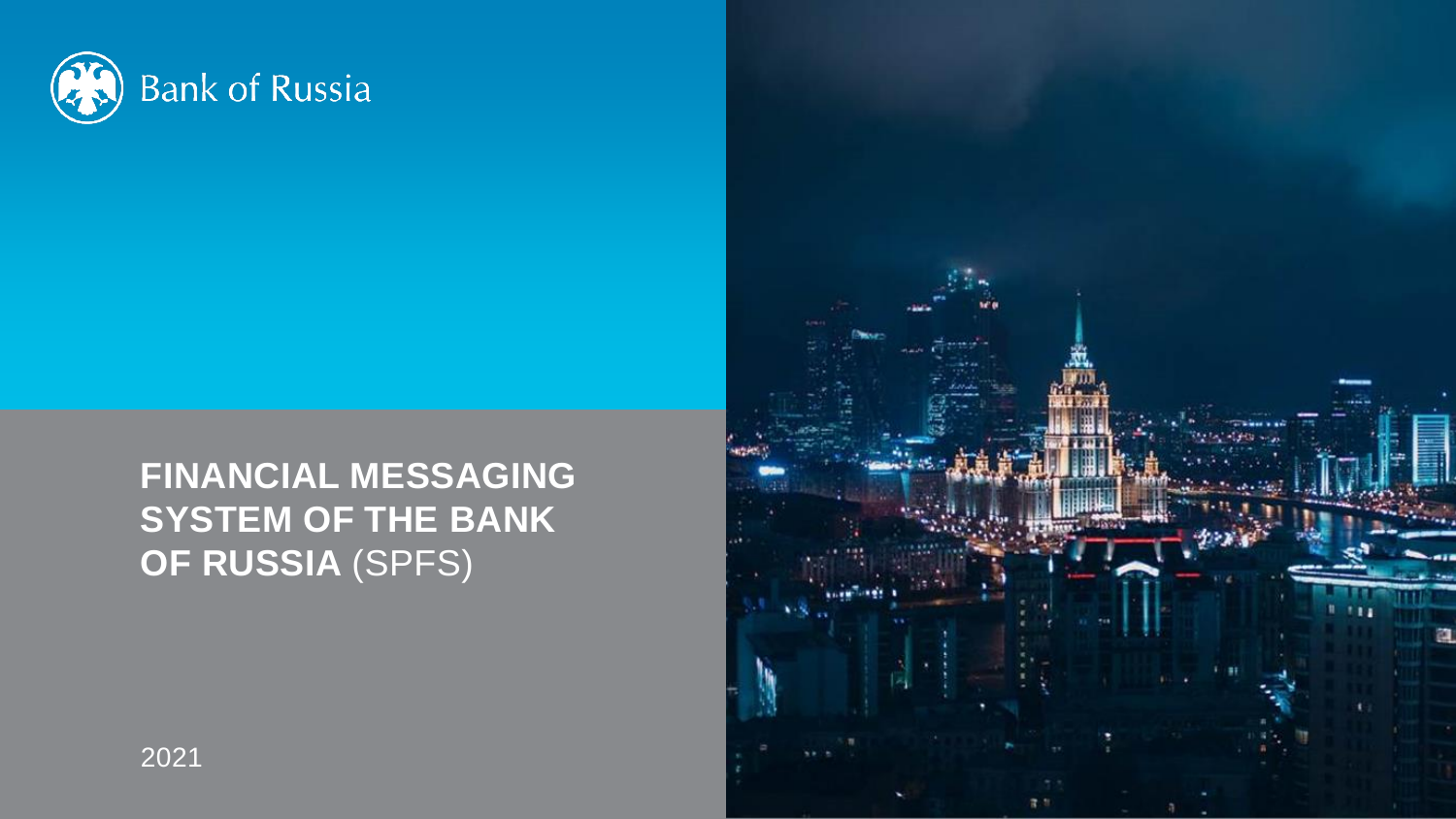Bank of Russia

# FINANCIAL MESSAGING SYSTEM OF THE BANK OF RUSSIA (SPFS)

2021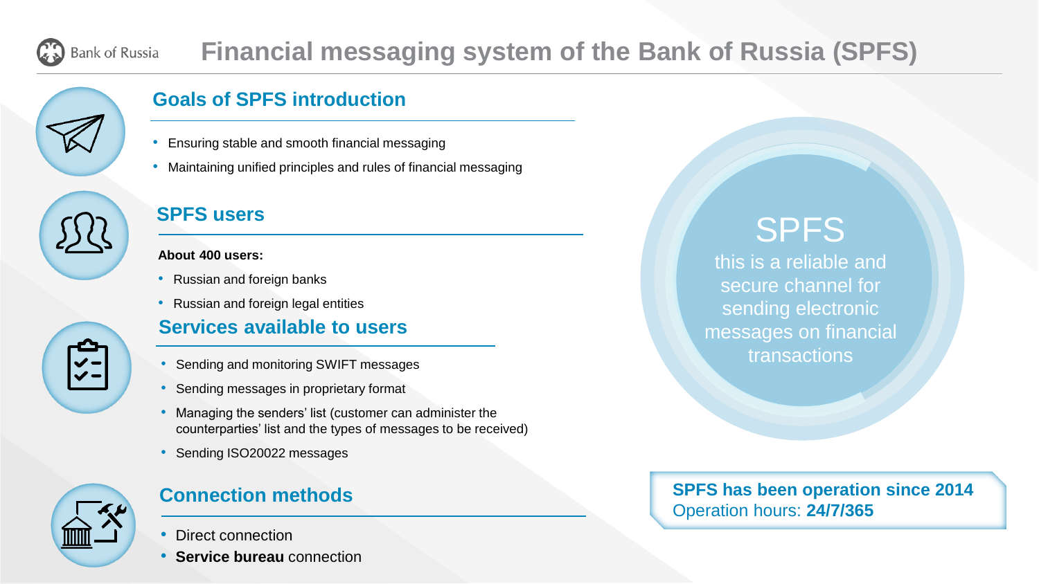# Financial messaging system of the Bank of Russia (SPFS)

## Goals of SPFS introduction

- Ensuring stable and smooth financial messaging
- Maintaining unified principles and rules of financial messaging

## SPFS users

**About 400 users:**

- Russian and foreign banks
- Russian and foreign legal entities

## Services available to users

- Sending and monitoring SWIFT messages
- Sending messages in proprietary format
- Managing the senders' list (customer can administer the counterparties' list and the types of messages to be received)
- Sending ISO20022 messages

## Connection methods

- Direct connection
- **Service bureau** connection

SPFS

this is a reliable and secure channel for sending electronic messages on financial transactions

**SPFS has been operation since 2014**
Operation hours: **24/7/365**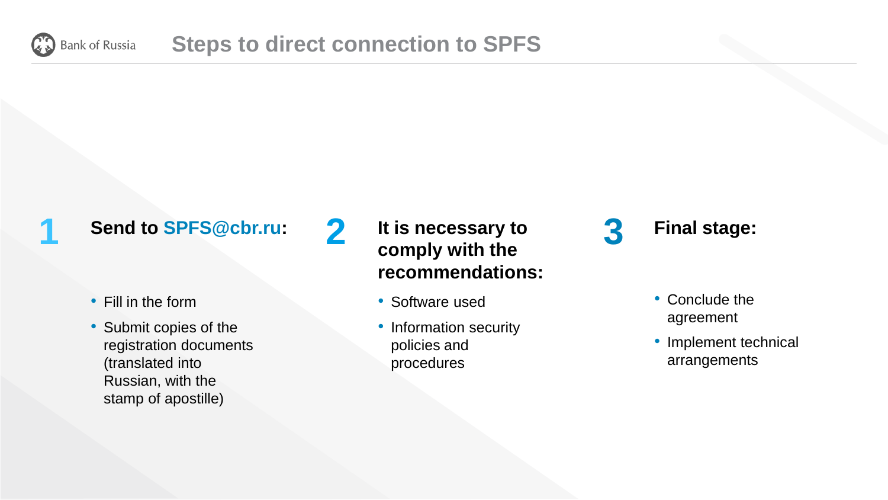# Steps to direct connection to SPFS

## 1 Send to SPFS@cbr.ru:

- Fill in the form
- Submit copies of the registration documents (translated into Russian, with the stamp of apostille)

## 2 It is necessary to comply with the recommendations:

- Software used
- Information security policies and procedures

## 3 Final stage:

- Conclude the agreement
- Implement technical arrangements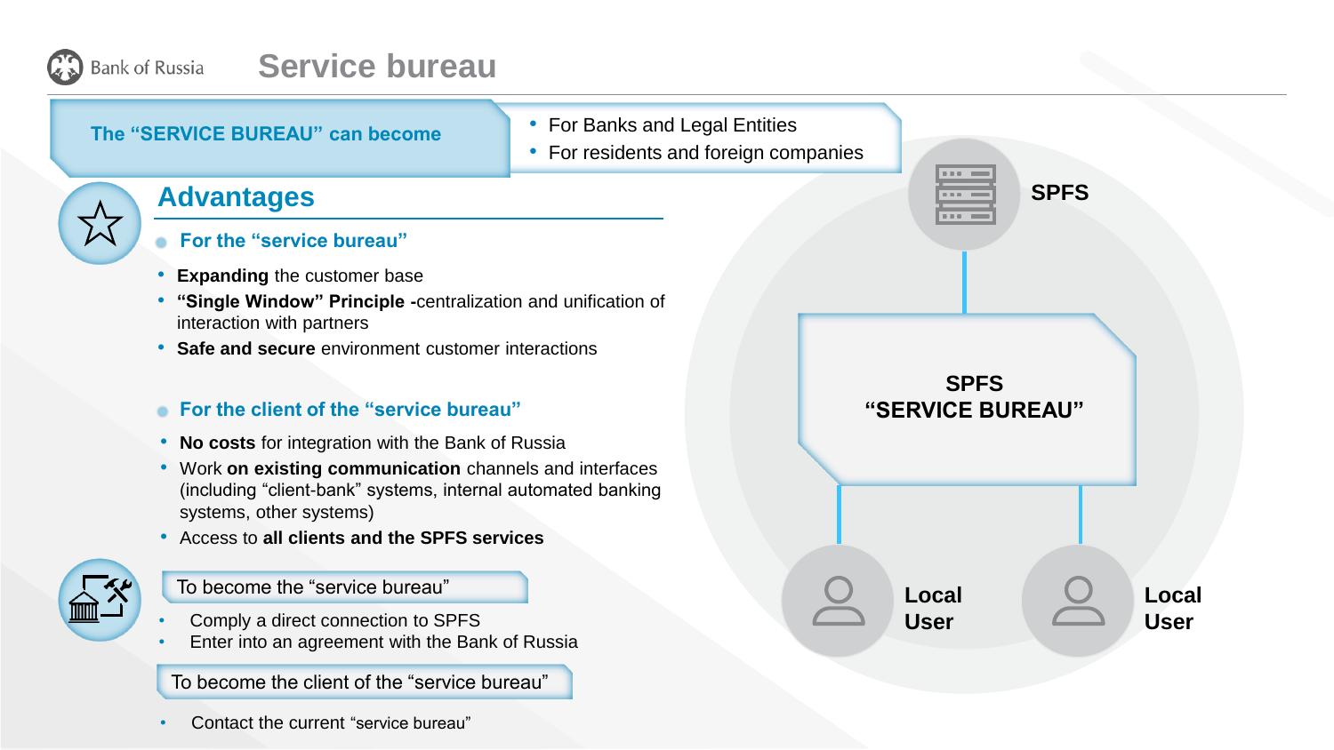# Service bureau

**The "SERVICE BUREAU" can become**

- For Banks and Legal Entities
- For residents and foreign companies

## Advantages

### For the "service bureau"

- **Expanding** the customer base
- **"Single Window" Principle -**centralization and unification of interaction with partners
- **Safe and secure** environment customer interactions

### For the client of the "service bureau"

- **No costs** for integration with the Bank of Russia
- Work **on existing communication** channels and interfaces (including "client-bank" systems, internal automated banking systems, other systems)
- Access to **all clients and the SPFS services**

**To become the "service bureau"**

- Comply a direct connection to SPFS
- Enter into an agreement with the Bank of Russia

**To become the client of the "service bureau"**

- Contact the current "service bureau"

SPFS

SPFS
"SERVICE BUREAU"

Local User

Local User